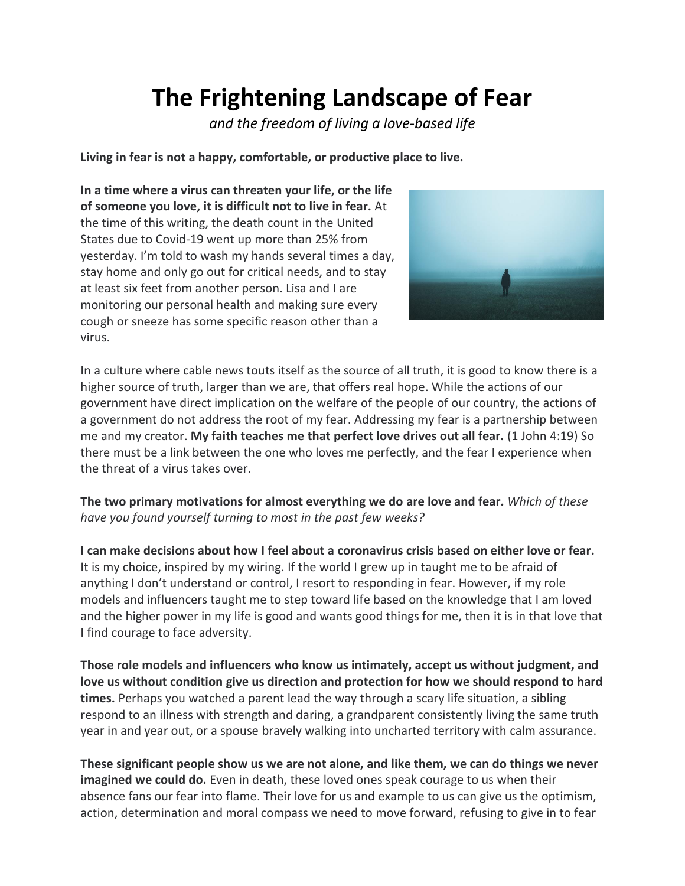# The Frightening Landscape of Fear

*and the freedom of living a love-based life*

**Living in fear is not a happy, comfortable, or productive place to live.**

**In a time where a virus can threaten your life, or the life of someone you love, it is difficult not to live in fear.** At the time of this writing, the death count in the United States due to Covid-19 went up more than 25% from yesterday. I'm told to wash my hands several times a day, stay home and only go out for critical needs, and to stay at least six feet from another person. Lisa and I are monitoring our personal health and making sure every cough or sneeze has some specific reason other than a virus.

In a culture where cable news touts itself as the source of all truth, it is good to know there is a higher source of truth, larger than we are, that offers real hope. While the actions of our government have direct implication on the welfare of the people of our country, the actions of a government do not address the root of my fear. Addressing my fear is a partnership between me and my creator. **My faith teaches me that perfect love drives out all fear.** (1 John 4:19) So there must be a link between the one who loves me perfectly, and the fear I experience when the threat of a virus takes over.

**The two primary motivations for almost everything we do are love and fear.** *Which of these have you found yourself turning to most in the past few weeks?*

**I can make decisions about how I feel about a coronavirus crisis based on either love or fear.** It is my choice, inspired by my wiring. If the world I grew up in taught me to be afraid of anything I don't understand or control, I resort to responding in fear. However, if my role models and influencers taught me to step toward life based on the knowledge that I am loved and the higher power in my life is good and wants good things for me, then it is in that love that I find courage to face adversity.

**Those role models and influencers who know us intimately, accept us without judgment, and love us without condition give us direction and protection for how we should respond to hard times.** Perhaps you watched a parent lead the way through a scary life situation, a sibling respond to an illness with strength and daring, a grandparent consistently living the same truth year in and year out, or a spouse bravely walking into uncharted territory with calm assurance.

**These significant people show us we are not alone, and like them, we can do things we never imagined we could do.** Even in death, these loved ones speak courage to us when their absence fans our fear into flame. Their love for us and example to us can give us the optimism, action, determination and moral compass we need to move forward, refusing to give in to fear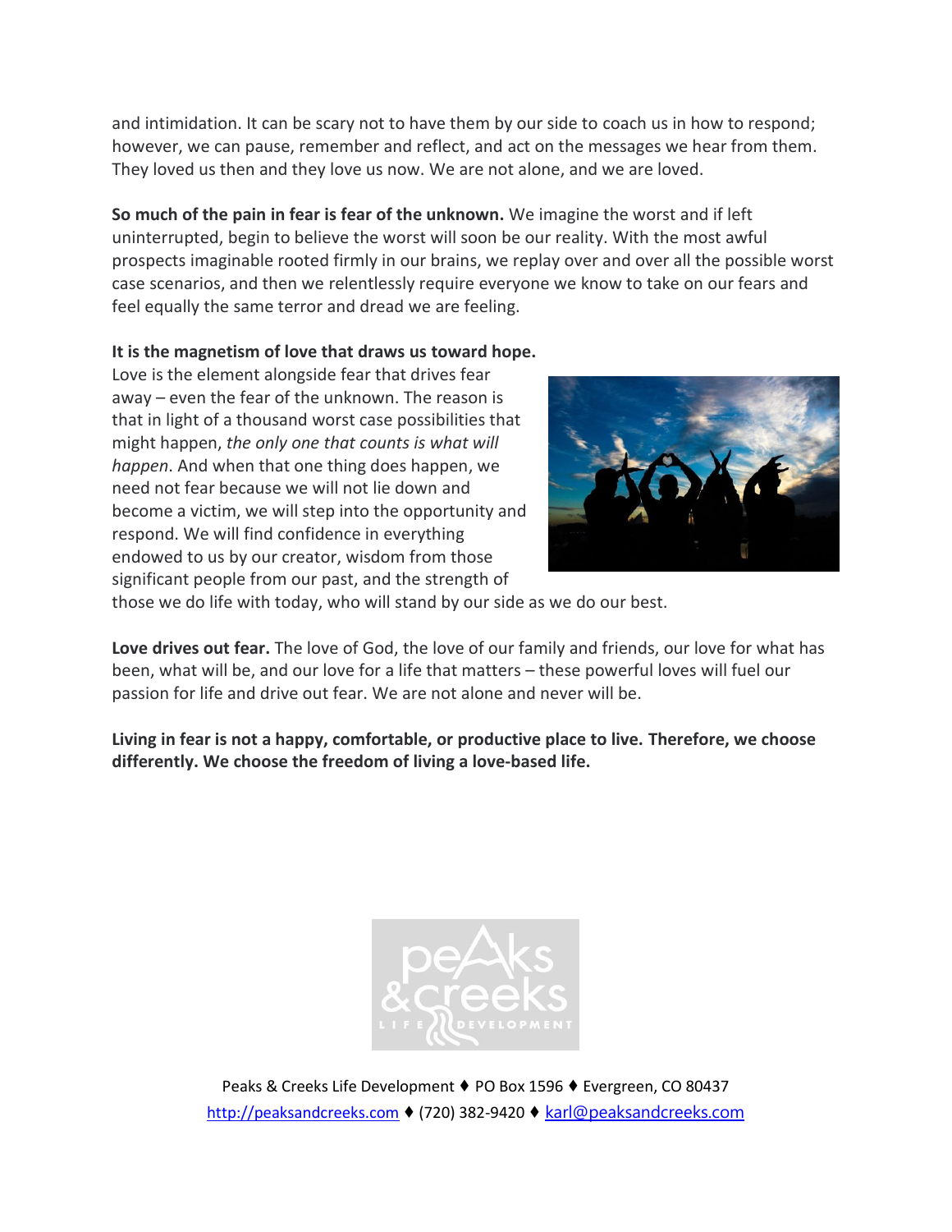and intimidation. It can be scary not to have them by our side to coach us in how to respond; however, we can pause, remember and reflect, and act on the messages we hear from them. They loved us then and they love us now. We are not alone, and we are loved.

**So much of the pain in fear is fear of the unknown.** We imagine the worst and if left uninterrupted, begin to believe the worst will soon be our reality. With the most awful prospects imaginable rooted firmly in our brains, we replay over and over all the possible worst case scenarios, and then we relentlessly require everyone we know to take on our fears and feel equally the same terror and dread we are feeling.

**It is the magnetism of love that draws us toward hope.**
Love is the element alongside fear that drives fear away – even the fear of the unknown. The reason is that in light of a thousand worst case possibilities that might happen, *the only one that counts is what will happen*. And when that one thing does happen, we need not fear because we will not lie down and become a victim, we will step into the opportunity and respond. We will find confidence in everything endowed to us by our creator, wisdom from those significant people from our past, and the strength of those we do life with today, who will stand by our side as we do our best.

**Love drives out fear.** The love of God, the love of our family and friends, our love for what has been, what will be, and our love for a life that matters – these powerful loves will fuel our passion for life and drive out fear. We are not alone and never will be.

**Living in fear is not a happy, comfortable, or productive place to live. Therefore, we choose differently. We choose the freedom of living a love-based life.**

Peaks & Creeks Life Development ♦ PO Box 1596 ♦ Evergreen, CO 80437
http://peaksandcreeks.com ♦ (720) 382-9420 ♦ karl@peaksandcreeks.com